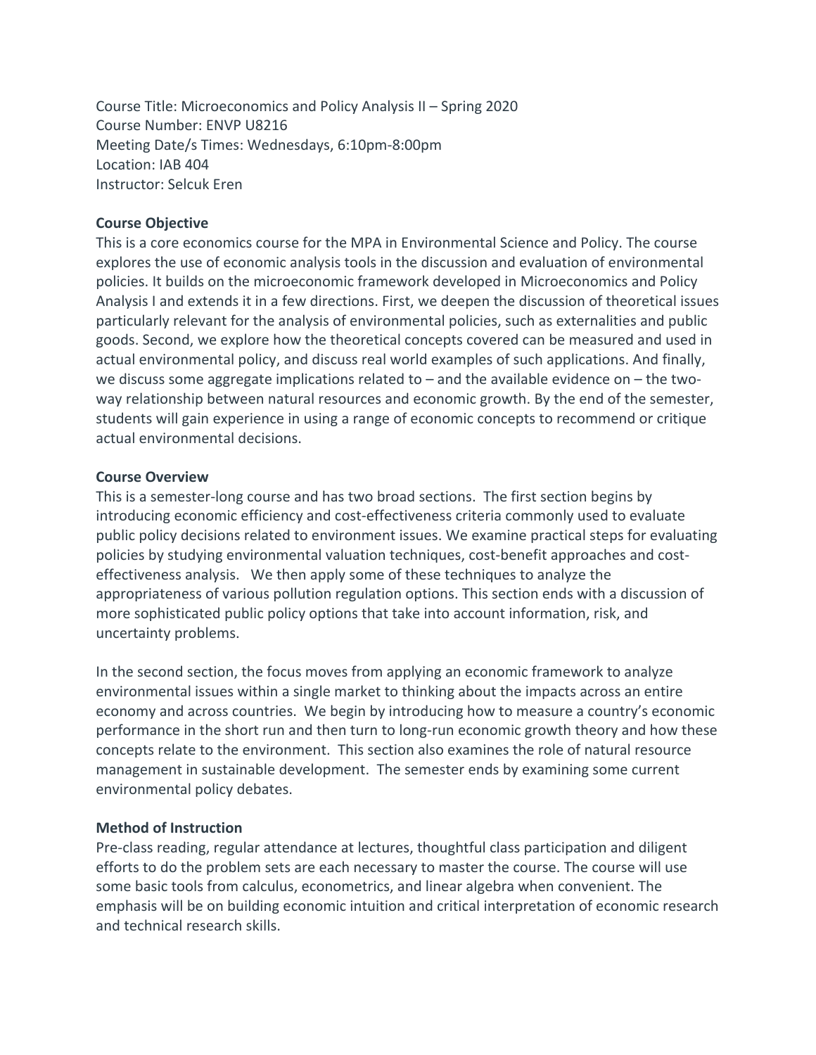Course Title: Microeconomics and Policy Analysis II – Spring 2020
Course Number: ENVP U8216
Meeting Date/s Times: Wednesdays, 6:10pm-8:00pm
Location: IAB 404
Instructor: Selcuk Eren

**Course Objective**

This is a core economics course for the MPA in Environmental Science and Policy. The course explores the use of economic analysis tools in the discussion and evaluation of environmental policies. It builds on the microeconomic framework developed in Microeconomics and Policy Analysis I and extends it in a few directions. First, we deepen the discussion of theoretical issues particularly relevant for the analysis of environmental policies, such as externalities and public goods. Second, we explore how the theoretical concepts covered can be measured and used in actual environmental policy, and discuss real world examples of such applications. And finally, we discuss some aggregate implications related to – and the available evidence on – the two-way relationship between natural resources and economic growth. By the end of the semester, students will gain experience in using a range of economic concepts to recommend or critique actual environmental decisions.

**Course Overview**

This is a semester-long course and has two broad sections. The first section begins by introducing economic efficiency and cost-effectiveness criteria commonly used to evaluate public policy decisions related to environment issues. We examine practical steps for evaluating policies by studying environmental valuation techniques, cost-benefit approaches and cost-effectiveness analysis. We then apply some of these techniques to analyze the appropriateness of various pollution regulation options. This section ends with a discussion of more sophisticated public policy options that take into account information, risk, and uncertainty problems.

In the second section, the focus moves from applying an economic framework to analyze environmental issues within a single market to thinking about the impacts across an entire economy and across countries. We begin by introducing how to measure a country's economic performance in the short run and then turn to long-run economic growth theory and how these concepts relate to the environment. This section also examines the role of natural resource management in sustainable development. The semester ends by examining some current environmental policy debates.

**Method of Instruction**

Pre-class reading, regular attendance at lectures, thoughtful class participation and diligent efforts to do the problem sets are each necessary to master the course. The course will use some basic tools from calculus, econometrics, and linear algebra when convenient. The emphasis will be on building economic intuition and critical interpretation of economic research and technical research skills.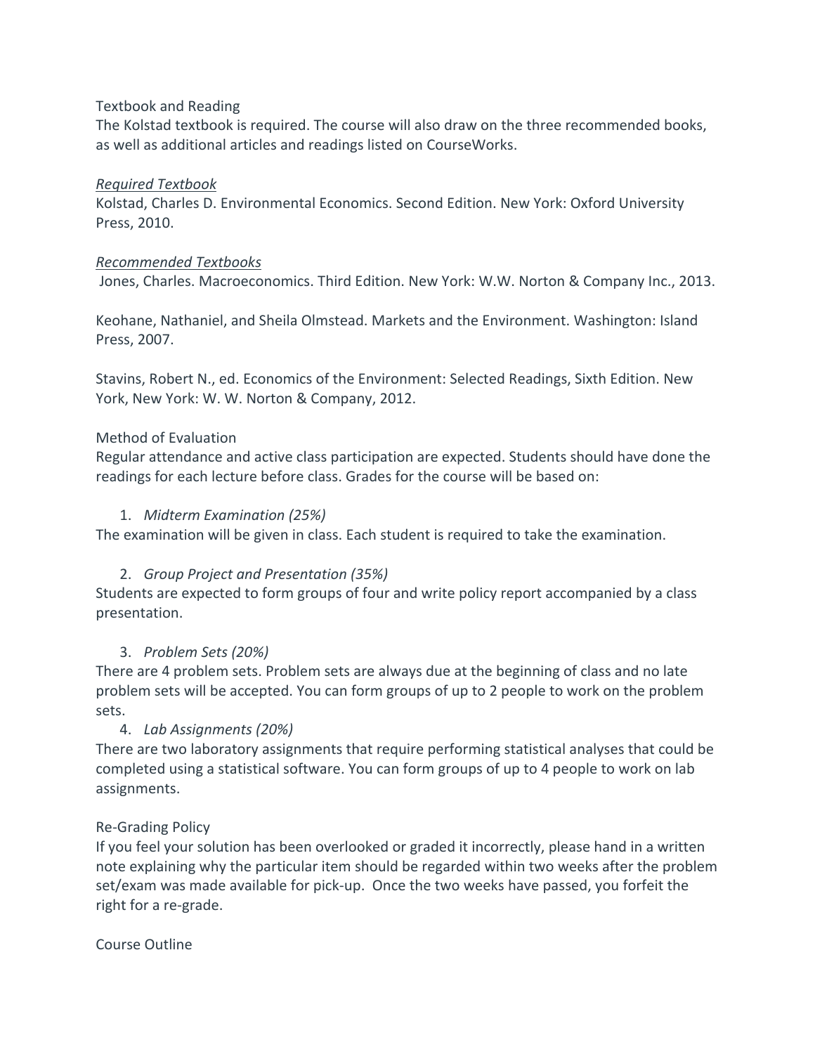## Textbook and Reading

The Kolstad textbook is required. The course will also draw on the three recommended books, as well as additional articles and readings listed on CourseWorks.

### *Required Textbook*

Kolstad, Charles D. Environmental Economics. Second Edition. New York: Oxford University Press, 2010.

### *Recommended Textbooks*

Jones, Charles. Macroeconomics. Third Edition. New York: W.W. Norton & Company Inc., 2013.

Keohane, Nathaniel, and Sheila Olmstead. Markets and the Environment. Washington: Island Press, 2007.

Stavins, Robert N., ed. Economics of the Environment: Selected Readings, Sixth Edition. New York, New York: W. W. Norton & Company, 2012.

## Method of Evaluation

Regular attendance and active class participation are expected. Students should have done the readings for each lecture before class. Grades for the course will be based on:

1. *Midterm Examination (25%)*

The examination will be given in class. Each student is required to take the examination.

2. *Group Project and Presentation (35%)*

Students are expected to form groups of four and write policy report accompanied by a class presentation.

3. *Problem Sets (20%)*

There are 4 problem sets. Problem sets are always due at the beginning of class and no late problem sets will be accepted. You can form groups of up to 2 people to work on the problem sets.

4. *Lab Assignments (20%)*

There are two laboratory assignments that require performing statistical analyses that could be completed using a statistical software. You can form groups of up to 4 people to work on lab assignments.

## Re-Grading Policy

If you feel your solution has been overlooked or graded it incorrectly, please hand in a written note explaining why the particular item should be regarded within two weeks after the problem set/exam was made available for pick-up. Once the two weeks have passed, you forfeit the right for a re-grade.

## Course Outline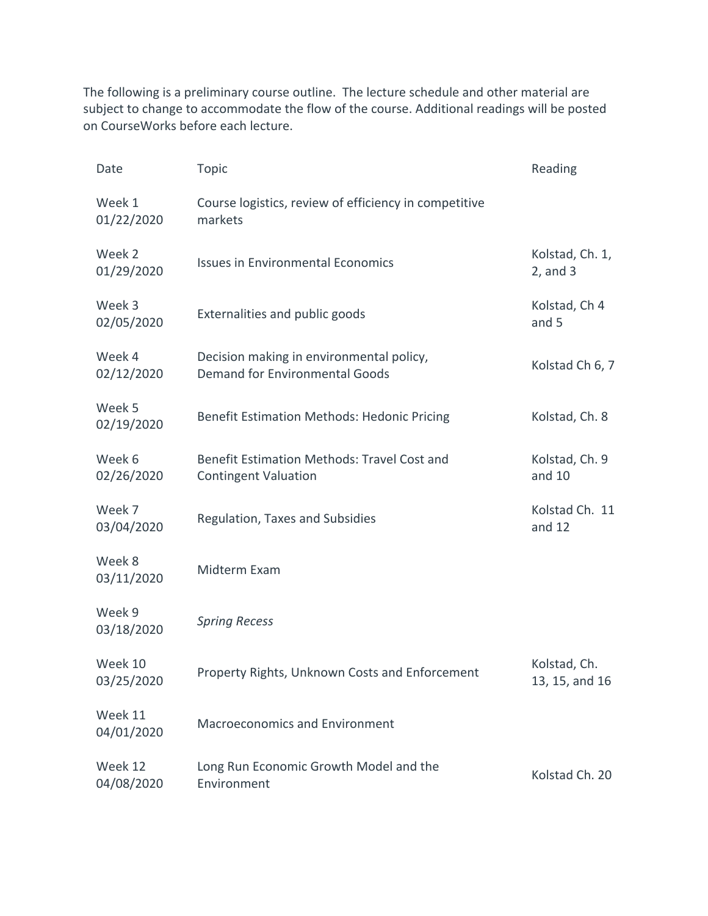The following is a preliminary course outline. The lecture schedule and other material are subject to change to accommodate the flow of the course. Additional readings will be posted on CourseWorks before each lecture.

| Date | Topic | Reading |
| --- | --- | --- |
| Week 1 01/22/2020 | Course logistics, review of efficiency in competitive markets | |
| Week 2 01/29/2020 | Issues in Environmental Economics | Kolstad, Ch. 1, 2, and 3 |
| Week 3 02/05/2020 | Externalities and public goods | Kolstad, Ch 4 and 5 |
| Week 4 02/12/2020 | Decision making in environmental policy, Demand for Environmental Goods | Kolstad Ch 6, 7 |
| Week 5 02/19/2020 | Benefit Estimation Methods: Hedonic Pricing | Kolstad, Ch. 8 |
| Week 6 02/26/2020 | Benefit Estimation Methods: Travel Cost and Contingent Valuation | Kolstad, Ch. 9 and 10 |
| Week 7 03/04/2020 | Regulation, Taxes and Subsidies | Kolstad Ch. 11 and 12 |
| Week 8 03/11/2020 | Midterm Exam | |
| Week 9 03/18/2020 | *Spring Recess* | |
| Week 10 03/25/2020 | Property Rights, Unknown Costs and Enforcement | Kolstad, Ch. 13, 15, and 16 |
| Week 11 04/01/2020 | Macroeconomics and Environment | |
| Week 12 04/08/2020 | Long Run Economic Growth Model and the Environment | Kolstad Ch. 20 |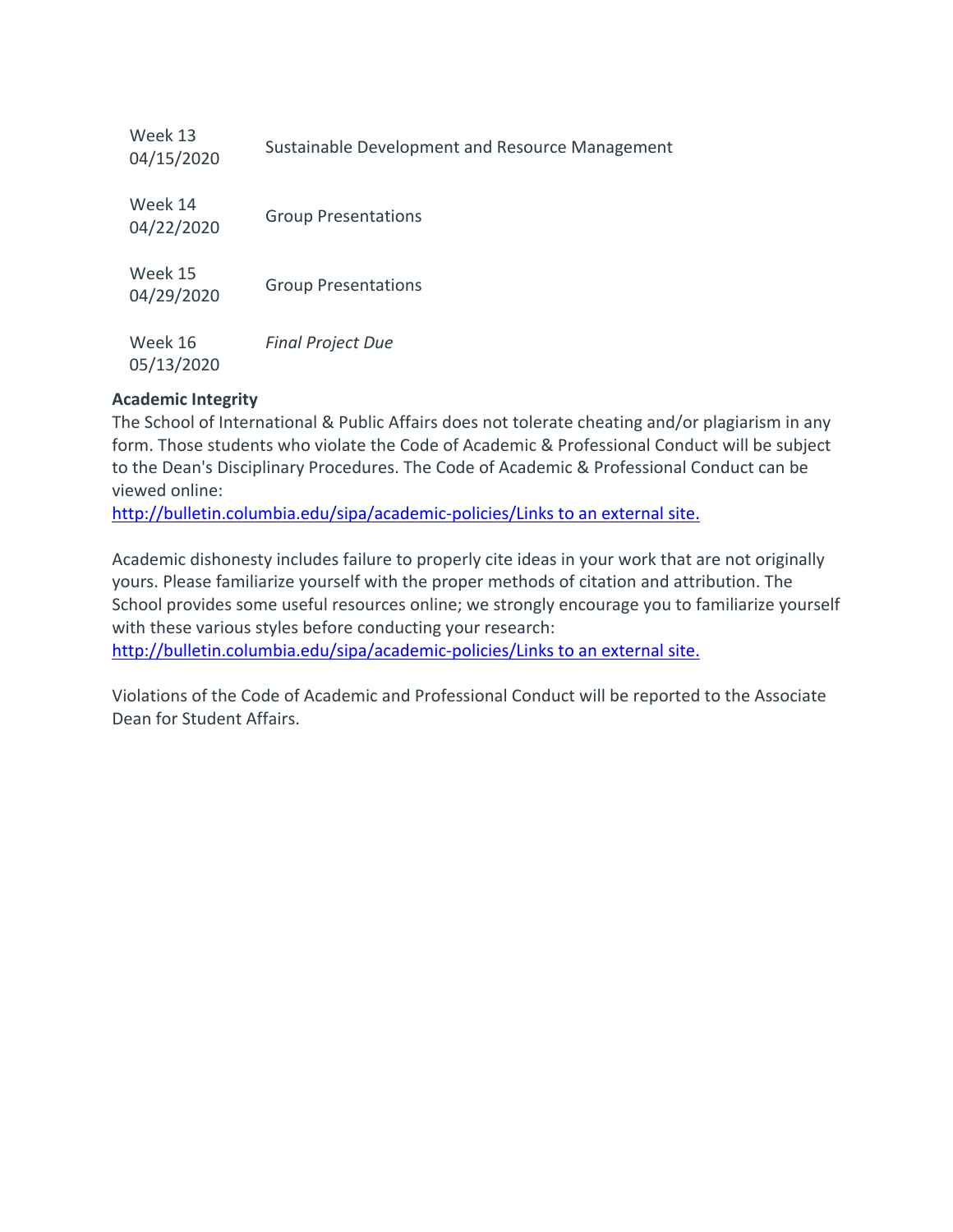| | |
|---|---|
| Week 13 04/15/2020 | Sustainable Development and Resource Management |
| Week 14 04/22/2020 | Group Presentations |
| Week 15 04/29/2020 | Group Presentations |
| Week 16 05/13/2020 | *Final Project Due* |

**Academic Integrity**

The School of International & Public Affairs does not tolerate cheating and/or plagiarism in any form. Those students who violate the Code of Academic & Professional Conduct will be subject to the Dean's Disciplinary Procedures. The Code of Academic & Professional Conduct can be viewed online:
http://bulletin.columbia.edu/sipa/academic-policies/Links to an external site.

Academic dishonesty includes failure to properly cite ideas in your work that are not originally yours. Please familiarize yourself with the proper methods of citation and attribution. The School provides some useful resources online; we strongly encourage you to familiarize yourself with these various styles before conducting your research:
http://bulletin.columbia.edu/sipa/academic-policies/Links to an external site.

Violations of the Code of Academic and Professional Conduct will be reported to the Associate Dean for Student Affairs.